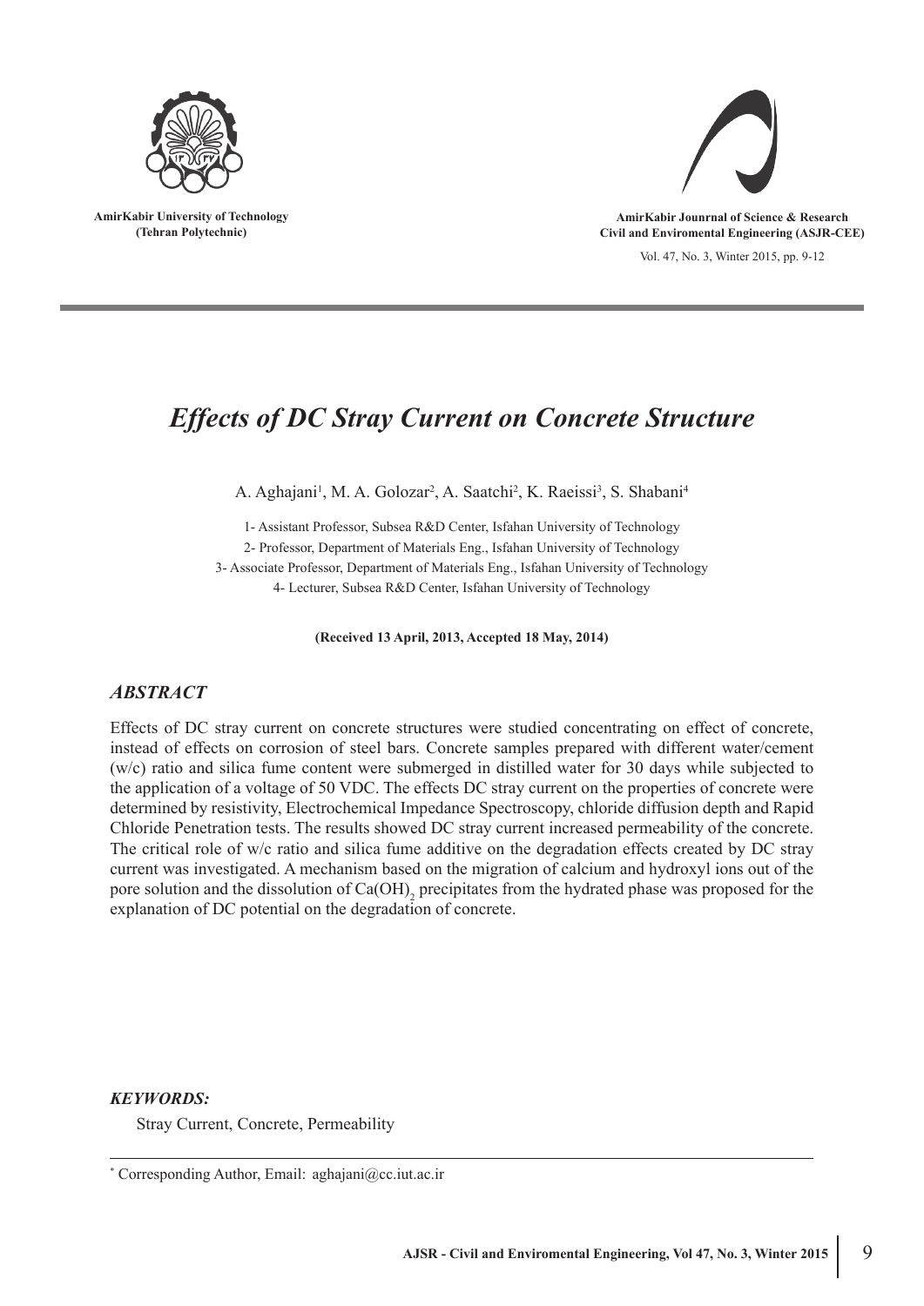# Effects of DC Stray Current on Concrete Structure

A. Aghajani[1], M. A. Golozar[2], A. Saatchi[2], K. Raeissi[3], S. Shabani[4]

1- Assistant Professor, Subsea R&D Center, Isfahan University of Technology

2- Professor, Department of Materials Eng., Isfahan University of Technology

3- Associate Professor, Department of Materials Eng., Isfahan University of Technology

4- Lecturer, Subsea R&D Center, Isfahan University of Technology

**(Received 13 April, 2013, Accepted 18 May, 2014)**

## *ABSTRACT*

Effects of DC stray current on concrete structures were studied concentrating on effect of concrete, instead of effects on corrosion of steel bars. Concrete samples prepared with different water/cement (w/c) ratio and silica fume content were submerged in distilled water for 30 days while subjected to the application of a voltage of 50 VDC. The effects DC stray current on the properties of concrete were determined by resistivity, Electrochemical Impedance Spectroscopy, chloride diffusion depth and Rapid Chloride Penetration tests. The results showed DC stray current increased permeability of the concrete. The critical role of w/c ratio and silica fume additive on the degradation effects created by DC stray current was investigated. A mechanism based on the migration of calcium and hydroxyl ions out of the pore solution and the dissolution of $Ca(OH)_2$ precipitates from the hydrated phase was proposed for the explanation of DC potential on the degradation of concrete.

***KEYWORDS:***

Stray Current, Concrete, Permeability

---

\* Corresponding Author, Email: aghajani@cc.iut.ac.ir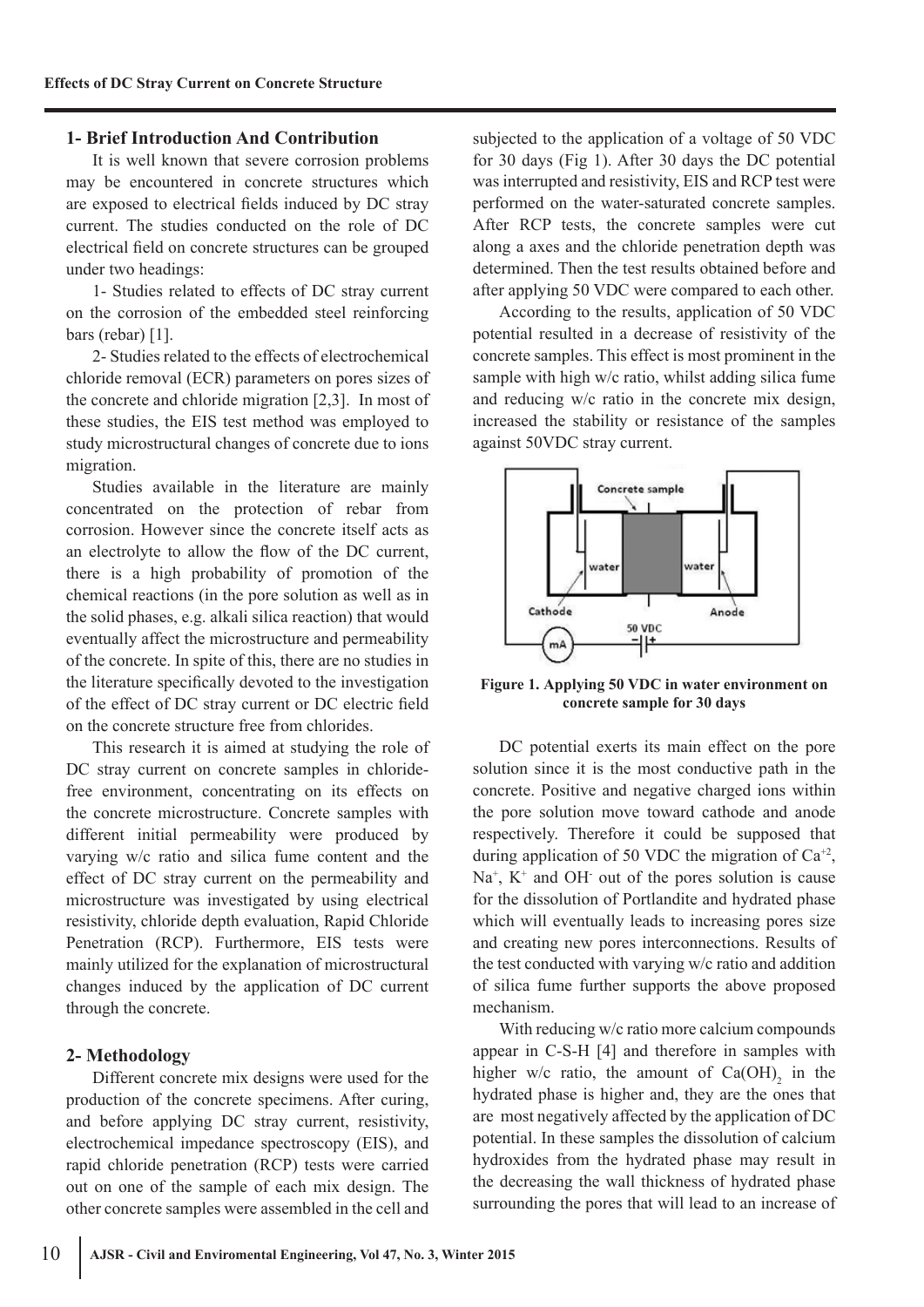## 1- Brief Introduction And Contribution

It is well known that severe corrosion problems may be encountered in concrete structures which are exposed to electrical fields induced by DC stray current. The studies conducted on the role of DC electrical field on concrete structures can be grouped under two headings:

1- Studies related to effects of DC stray current on the corrosion of the embedded steel reinforcing bars (rebar) [1].

2- Studies related to the effects of electrochemical chloride removal (ECR) parameters on pores sizes of the concrete and chloride migration [2,3]. In most of these studies, the EIS test method was employed to study microstructural changes of concrete due to ions migration.

Studies available in the literature are mainly concentrated on the protection of rebar from corrosion. However since the concrete itself acts as an electrolyte to allow the flow of the DC current, there is a high probability of promotion of the chemical reactions (in the pore solution as well as in the solid phases, e.g. alkali silica reaction) that would eventually affect the microstructure and permeability of the concrete. In spite of this, there are no studies in the literature specifically devoted to the investigation of the effect of DC stray current or DC electric field on the concrete structure free from chlorides.

This research it is aimed at studying the role of DC stray current on concrete samples in chloride-free environment, concentrating on its effects on the concrete microstructure. Concrete samples with different initial permeability were produced by varying w/c ratio and silica fume content and the effect of DC stray current on the permeability and microstructure was investigated by using electrical resistivity, chloride depth evaluation, Rapid Chloride Penetration (RCP). Furthermore, EIS tests were mainly utilized for the explanation of microstructural changes induced by the application of DC current through the concrete.

## 2- Methodology

Different concrete mix designs were used for the production of the concrete specimens. After curing, and before applying DC stray current, resistivity, electrochemical impedance spectroscopy (EIS), and rapid chloride penetration (RCP) tests were carried out on one of the sample of each mix design. The other concrete samples were assembled in the cell and subjected to the application of a voltage of 50 VDC for 30 days (Fig 1). After 30 days the DC potential was interrupted and resistivity, EIS and RCP test were performed on the water-saturated concrete samples. After RCP tests, the concrete samples were cut along a axes and the chloride penetration depth was determined. Then the test results obtained before and after applying 50 VDC were compared to each other.

According to the results, application of 50 VDC potential resulted in a decrease of resistivity of the concrete samples. This effect is most prominent in the sample with high w/c ratio, whilst adding silica fume and reducing w/c ratio in the concrete mix design, increased the stability or resistance of the samples against 50VDC stray current.

**Figure 1. Applying 50 VDC in water environment on concrete sample for 30 days**

DC potential exerts its main effect on the pore solution since it is the most conductive path in the concrete. Positive and negative charged ions within the pore solution move toward cathode and anode respectively. Therefore it could be supposed that during application of 50 VDC the migration of $Ca^{+2}$, $Na^{+}$, $K^{+}$ and $OH^{-}$ out of the pores solution is cause for the dissolution of Portlandite and hydrated phase which will eventually leads to increasing pores size and creating new pores interconnections. Results of the test conducted with varying w/c ratio and addition of silica fume further supports the above proposed mechanism.

With reducing w/c ratio more calcium compounds appear in C-S-H [4] and therefore in samples with higher w/c ratio, the amount of $Ca(OH)_2$ in the hydrated phase is higher and, they are the ones that are most negatively affected by the application of DC potential. In these samples the dissolution of calcium hydroxides from the hydrated phase may result in the decreasing the wall thickness of hydrated phase surrounding the pores that will lead to an increase of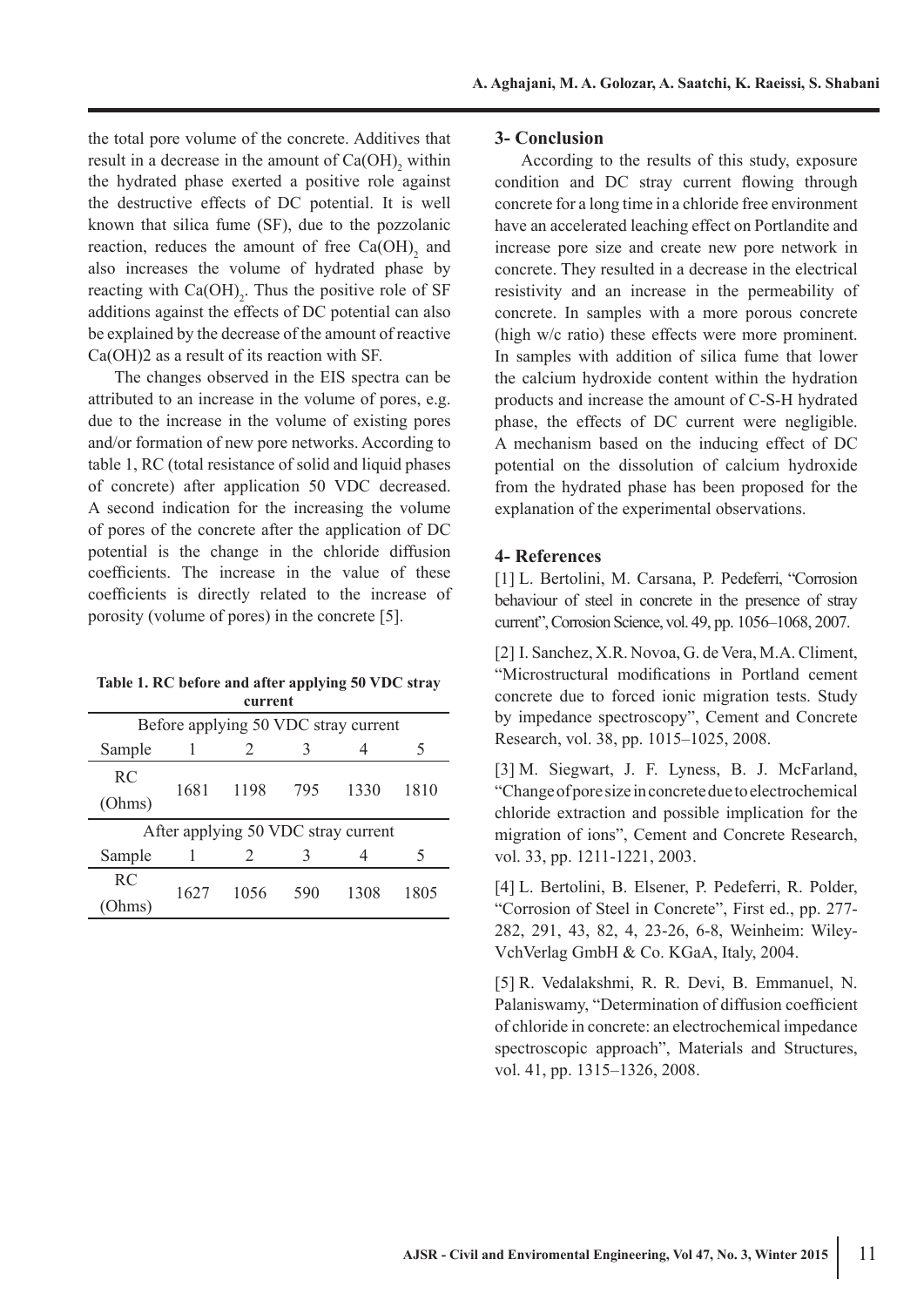the total pore volume of the concrete. Additives that result in a decrease in the amount of $Ca(OH)_2$ within the hydrated phase exerted a positive role against the destructive effects of DC potential. It is well known that silica fume (SF), due to the pozzolanic reaction, reduces the amount of free $Ca(OH)_2$ and also increases the volume of hydrated phase by reacting with $Ca(OH)_2$. Thus the positive role of SF additions against the effects of DC potential can also be explained by the decrease of the amount of reactive Ca(OH)2 as a result of its reaction with SF.

The changes observed in the EIS spectra can be attributed to an increase in the volume of pores, e.g. due to the increase in the volume of existing pores and/or formation of new pore networks. According to table 1, RC (total resistance of solid and liquid phases of concrete) after application 50 VDC decreased. A second indication for the increasing the volume of pores of the concrete after the application of DC potential is the change in the chloride diffusion coefficients. The increase in the value of these coefficients is directly related to the increase of porosity (volume of pores) in the concrete [5].

**Table 1. RC before and after applying 50 VDC stray current**

| Before applying 50 VDC stray current | | | | | |
|---|---|---|---|---|---|
| Sample | 1 | 2 | 3 | 4 | 5 |
| RC (Ohms) | 1681 | 1198 | 795 | 1330 | 1810 |
| After applying 50 VDC stray current | | | | | |
| Sample | 1 | 2 | 3 | 4 | 5 |
| RC (Ohms) | 1627 | 1056 | 590 | 1308 | 1805 |

## 3- Conclusion

According to the results of this study, exposure condition and DC stray current flowing through concrete for a long time in a chloride free environment have an accelerated leaching effect on Portlandite and increase pore size and create new pore network in concrete. They resulted in a decrease in the electrical resistivity and an increase in the permeability of concrete. In samples with a more porous concrete (high w/c ratio) these effects were more prominent. In samples with addition of silica fume that lower the calcium hydroxide content within the hydration products and increase the amount of C-S-H hydrated phase, the effects of DC current were negligible. A mechanism based on the inducing effect of DC potential on the dissolution of calcium hydroxide from the hydrated phase has been proposed for the explanation of the experimental observations.

## 4- References

[1] L. Bertolini, M. Carsana, P. Pedeferri, "Corrosion behaviour of steel in concrete in the presence of stray current", Corrosion Science, vol. 49, pp. 1056–1068, 2007.

[2] I. Sanchez, X.R. Novoa, G. de Vera, M.A. Climent, "Microstructural modifications in Portland cement concrete due to forced ionic migration tests. Study by impedance spectroscopy", Cement and Concrete Research, vol. 38, pp. 1015–1025, 2008.

[3] M. Siegwart, J. F. Lyness, B. J. McFarland, "Change of pore size in concrete due to electrochemical chloride extraction and possible implication for the migration of ions", Cement and Concrete Research, vol. 33, pp. 1211-1221, 2003.

[4] L. Bertolini, B. Elsener, P. Pedeferri, R. Polder, "Corrosion of Steel in Concrete", First ed., pp. 277-282, 291, 43, 82, 4, 23-26, 6-8, Weinheim: Wiley-VchVerlag GmbH & Co. KGaA, Italy, 2004.

[5] R. Vedalakshmi, R. R. Devi, B. Emmanuel, N. Palaniswamy, "Determination of diffusion coefficient of chloride in concrete: an electrochemical impedance spectroscopic approach", Materials and Structures, vol. 41, pp. 1315–1326, 2008.